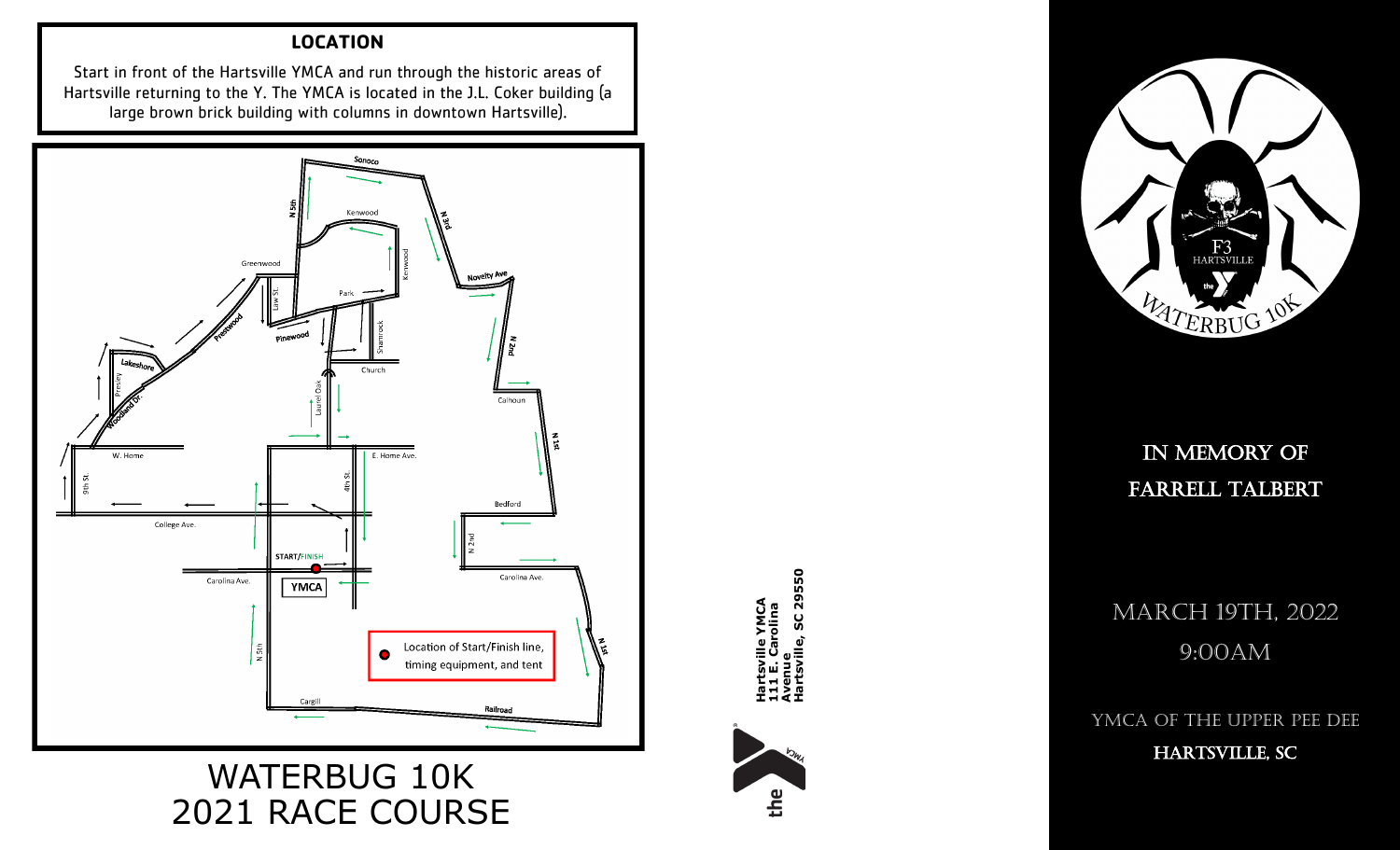## LOCATION

Start in front of the Hartsville YMCA and run through the historic areas of Hartsville returning to the Y. The YMCA is located in the J.L. Coker building (a large brown brick building with columns in downtown Hartsville).

Location of Start/Finish line, timing equipment, and tent

# WATERBUG 10K 2021 RACE COURSE

Hartsville YMCA
111 E. Carolina Avenue
Hartsville, SC 29550

WATERBUG 10K

IN MEMORY OF FARRELL TALBERT

MARCH 19TH, 2022

9:00AM

YMCA OF THE UPPER PEE DEE

HARTSVILLE, SC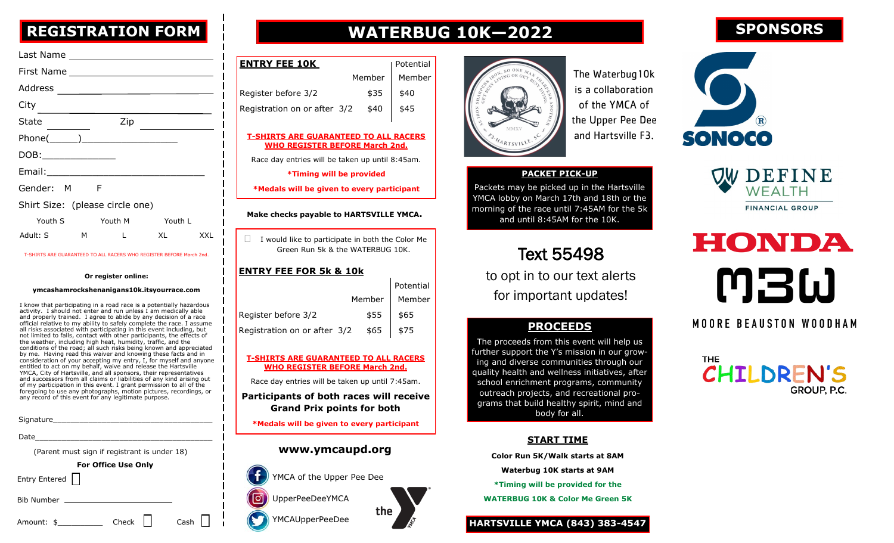# REGISTRATION FORM

Last Name ______________________

First Name ______________________

Address ______________________

City ______________________

State ________ Zip ____________

Phone(_____)_________________

DOB:_____________

Email:_____________________________

Gender: M F

Shirt Size: (please circle one)

Youth S Youth M Youth L

Adult: S M L XL XXL

T-SHIRTS ARE GUARANTEED TO ALL RACERS WHO REGISTER BEFORE March 2nd.

**Or register online:**

**ymcashamrockshenanigans10k.itsyourrace.com**

I know that participating in a road race is a potentially hazardous activity. I should not enter and run unless I am medically able and properly trained. I agree to abide by any decision of a race official relative to my ability to safely complete the race. I assume all risks associated with participating in this event including, but not limited to falls, contact with other participants, the effects of the weather, including high heat, humidity, traffic, and the conditions of the road; all such risks being known and appreciated by me. Having read this waiver and knowing these facts and in consideration of your accepting my entry, I, for myself and anyone entitled to act on my behalf, waive and release the Hartsville YMCA, City of Hartsville, and all sponsors, their representatives and successors from all claims or liabilities of any kind arising out of my participation in this event. I grant permission to all of the foregoing to use any photographs, motion pictures, recordings, or any record of this event for any legitimate purpose.

Signature________________________________

Date____________________________________

(Parent must sign if registrant is under 18)

**For Office Use Only**

Entry Entered ☐

Bib Number ______________________

Amount: $__________ Check ☐ Cash ☐

# WATERBUG 10K—2022

## ENTRY FEE 10K

| | Member | Potential Member |
|---|---|---|
| Register before 3/2 | $35 | $40 |
| Registration on or after 3/2 | $40 | $45 |

**T-SHIRTS ARE GUARANTEED TO ALL RACERS WHO REGISTER BEFORE March 2nd.**

Race day entries will be taken up until 8:45am.

**\*Timing will be provided**

**\*Medals will be given to every participant**

**Make checks payable to HARTSVILLE YMCA.**

☐ I would like to participate in both the Color Me Green Run 5k & the WATERBUG 10K.

## ENTRY FEE FOR 5k & 10k

| | Member | Potential Member |
|---|---|---|
| Register before 3/2 | $55 | $65 |
| Registration on or after 3/2 | $65 | $75 |

**T-SHIRTS ARE GUARANTEED TO ALL RACERS WHO REGISTER BEFORE March 2nd.**

Race day entries will be taken up until 7:45am.

**Participants of both races will receive Grand Prix points for both**

**\*Medals will be given to every participant**

**www.ymcaupd.org**

YMCA of the Upper Pee Dee

UpperPeeDeeYMCA

YMCAUpperPeeDee

The Waterbug10k is a collaboration of the YMCA of the Upper Pee Dee and Hartsville F3.

**PACKET PICK-UP**

Packets may be picked up in the Hartsville YMCA lobby on March 17th and 18th or the morning of the race until 7:45AM for the 5k and until 8:45AM for the 10K.

Text 55498 to opt in to our text alerts for important updates!

**PROCEEDS**

The proceeds from this event will help us further support the Y's mission in our growing and diverse communities through our quality health and wellness initiatives, after school enrichment programs, community outreach projects, and recreational programs that build healthy spirit, mind and body for all.

**START TIME**

**Color Run 5K/Walk starts at 8AM**

**Waterbug 10K starts at 9AM**

**\*Timing will be provided for the WATERBUG 10K & Color Me Green 5K**

**HARTSVILLE YMCA (843) 383-4547**

# SPONSORS

SONOCO

DEFINE WEALTH FINANCIAL GROUP

HONDA

MBW MOORE BEAUSTON WOODHAM

THE CHILDREN'S GROUP, P.C.